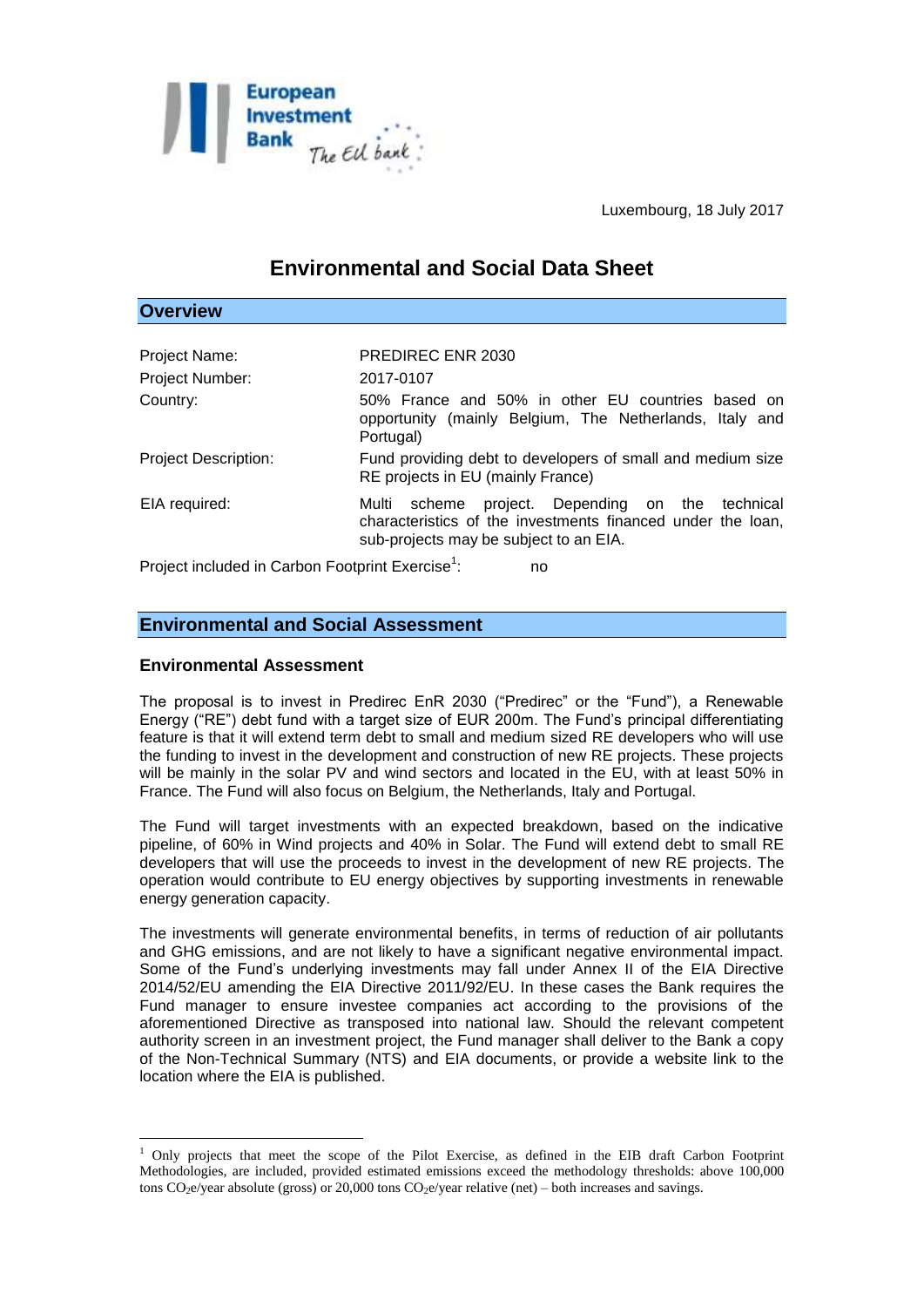Luxembourg, 18 July 2017

# Environmental and Social Data Sheet

## Overview

| | |
|---|---|
| Project Name: | PREDIREC ENR 2030 |
| Project Number: | 2017-0107 |
| Country: | 50% France and 50% in other EU countries based on opportunity (mainly Belgium, The Netherlands, Italy and Portugal) |
| Project Description: | Fund providing debt to developers of small and medium size RE projects in EU (mainly France) |
| EIA required: | Multi scheme project. Depending on the technical characteristics of the investments financed under the loan, sub-projects may be subject to an EIA. |

Project included in Carbon Footprint Exercise[1]: no

## Environmental and Social Assessment

### Environmental Assessment

The proposal is to invest in Predirec EnR 2030 ("Predirec" or the "Fund"), a Renewable Energy ("RE") debt fund with a target size of EUR 200m. The Fund's principal differentiating feature is that it will extend term debt to small and medium sized RE developers who will use the funding to invest in the development and construction of new RE projects. These projects will be mainly in the solar PV and wind sectors and located in the EU, with at least 50% in France. The Fund will also focus on Belgium, the Netherlands, Italy and Portugal.

The Fund will target investments with an expected breakdown, based on the indicative pipeline, of 60% in Wind projects and 40% in Solar. The Fund will extend debt to small RE developers that will use the proceeds to invest in the development of new RE projects. The operation would contribute to EU energy objectives by supporting investments in renewable energy generation capacity.

The investments will generate environmental benefits, in terms of reduction of air pollutants and GHG emissions, and are not likely to have a significant negative environmental impact. Some of the Fund's underlying investments may fall under Annex II of the EIA Directive 2014/52/EU amending the EIA Directive 2011/92/EU. In these cases the Bank requires the Fund manager to ensure investee companies act according to the provisions of the aforementioned Directive as transposed into national law. Should the relevant competent authority screen in an investment project, the Fund manager shall deliver to the Bank a copy of the Non-Technical Summary (NTS) and EIA documents, or provide a website link to the location where the EIA is published.

---

[1] Only projects that meet the scope of the Pilot Exercise, as defined in the EIB draft Carbon Footprint Methodologies, are included, provided estimated emissions exceed the methodology thresholds: above 100,000 tons $CO_2e$/year absolute (gross) or 20,000 tons $CO_2e$/year relative (net) – both increases and savings.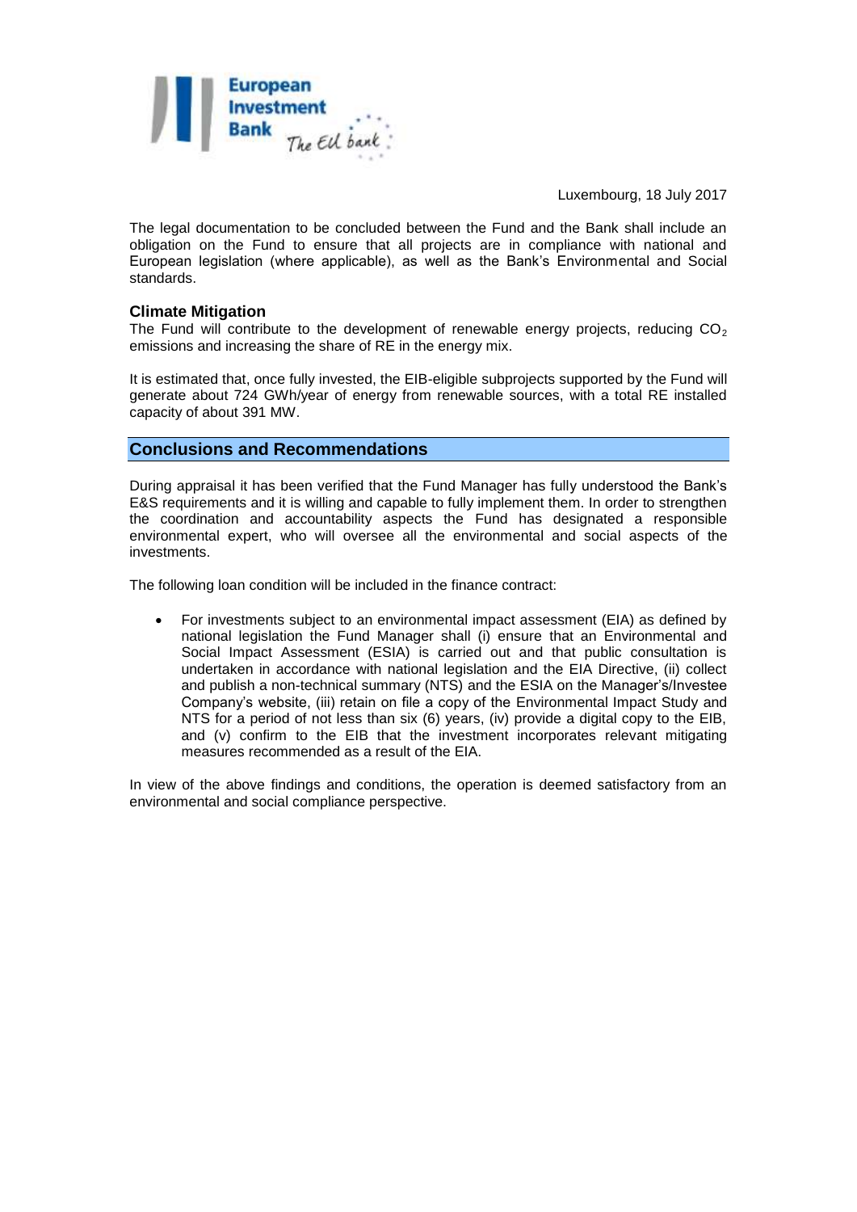Luxembourg, 18 July 2017

The legal documentation to be concluded between the Fund and the Bank shall include an obligation on the Fund to ensure that all projects are in compliance with national and European legislation (where applicable), as well as the Bank's Environmental and Social standards.

### Climate Mitigation

The Fund will contribute to the development of renewable energy projects, reducing $CO_2$ emissions and increasing the share of RE in the energy mix.

It is estimated that, once fully invested, the EIB-eligible subprojects supported by the Fund will generate about 724 GWh/year of energy from renewable sources, with a total RE installed capacity of about 391 MW.

## Conclusions and Recommendations

During appraisal it has been verified that the Fund Manager has fully understood the Bank's E&S requirements and it is willing and capable to fully implement them. In order to strengthen the coordination and accountability aspects the Fund has designated a responsible environmental expert, who will oversee all the environmental and social aspects of the investments.

The following loan condition will be included in the finance contract:

- For investments subject to an environmental impact assessment (EIA) as defined by national legislation the Fund Manager shall (i) ensure that an Environmental and Social Impact Assessment (ESIA) is carried out and that public consultation is undertaken in accordance with national legislation and the EIA Directive, (ii) collect and publish a non-technical summary (NTS) and the ESIA on the Manager's/Investee Company's website, (iii) retain on file a copy of the Environmental Impact Study and NTS for a period of not less than six (6) years, (iv) provide a digital copy to the EIB, and (v) confirm to the EIB that the investment incorporates relevant mitigating measures recommended as a result of the EIA.

In view of the above findings and conditions, the operation is deemed satisfactory from an environmental and social compliance perspective.